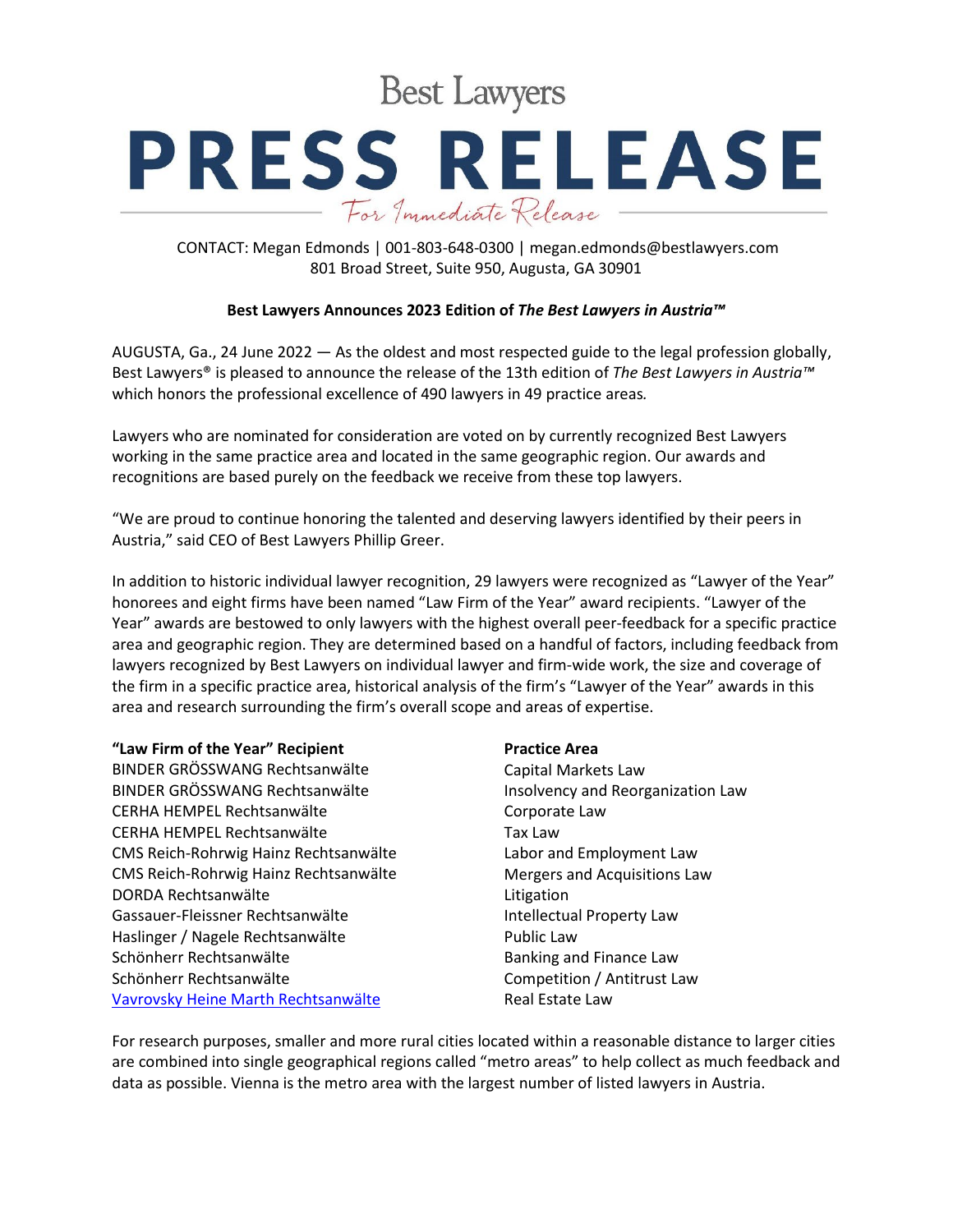Best Lawyers

# PRESS RELEASE

*For Immediate Release*

CONTACT: Megan Edmonds | 001-803-648-0300 | megan.edmonds@bestlawyers.com
801 Broad Street, Suite 950, Augusta, GA 30901

**Best Lawyers Announces 2023 Edition of *The Best Lawyers in Austria™***

AUGUSTA, Ga., 24 June 2022 — As the oldest and most respected guide to the legal profession globally, Best Lawyers® is pleased to announce the release of the 13th edition of *The Best Lawyers in Austria™* which honors the professional excellence of 490 lawyers in 49 practice areas.

Lawyers who are nominated for consideration are voted on by currently recognized Best Lawyers working in the same practice area and located in the same geographic region. Our awards and recognitions are based purely on the feedback we receive from these top lawyers.

"We are proud to continue honoring the talented and deserving lawyers identified by their peers in Austria," said CEO of Best Lawyers Phillip Greer.

In addition to historic individual lawyer recognition, 29 lawyers were recognized as "Lawyer of the Year" honorees and eight firms have been named "Law Firm of the Year" award recipients. "Lawyer of the Year" awards are bestowed to only lawyers with the highest overall peer-feedback for a specific practice area and geographic region. They are determined based on a handful of factors, including feedback from lawyers recognized by Best Lawyers on individual lawyer and firm-wide work, the size and coverage of the firm in a specific practice area, historical analysis of the firm's "Lawyer of the Year" awards in this area and research surrounding the firm's overall scope and areas of expertise.

| "Law Firm of the Year" Recipient | Practice Area |
|---|---|
| BINDER GRÖSSWANG Rechtsanwälte | Capital Markets Law |
| BINDER GRÖSSWANG Rechtsanwälte | Insolvency and Reorganization Law |
| CERHA HEMPEL Rechtsanwälte | Corporate Law |
| CERHA HEMPEL Rechtsanwälte | Tax Law |
| CMS Reich-Rohrwig Hainz Rechtsanwälte | Labor and Employment Law |
| CMS Reich-Rohrwig Hainz Rechtsanwälte | Mergers and Acquisitions Law |
| DORDA Rechtsanwälte | Litigation |
| Gassauer-Fleissner Rechtsanwälte | Intellectual Property Law |
| Haslinger / Nagele Rechtsanwälte | Public Law |
| Schönherr Rechtsanwälte | Banking and Finance Law |
| Schönherr Rechtsanwälte | Competition / Antitrust Law |
| Vavrovsky Heine Marth Rechtsanwälte | Real Estate Law |

For research purposes, smaller and more rural cities located within a reasonable distance to larger cities are combined into single geographical regions called "metro areas" to help collect as much feedback and data as possible. Vienna is the metro area with the largest number of listed lawyers in Austria.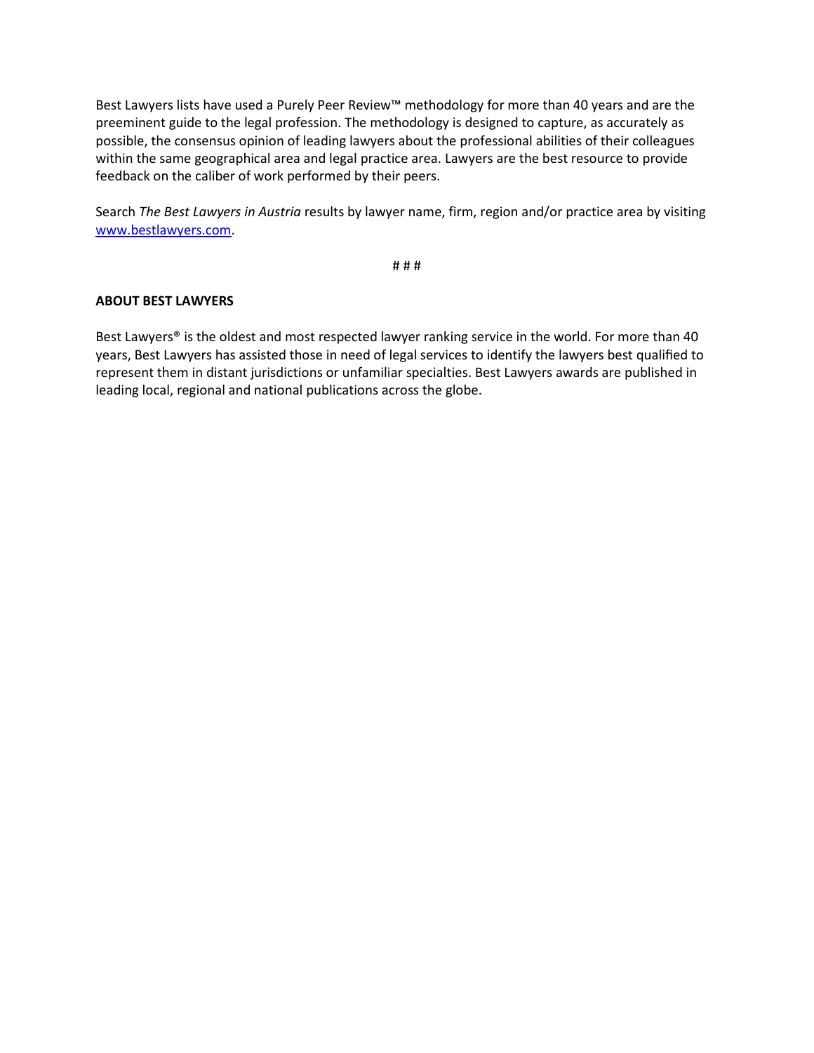Best Lawyers lists have used a Purely Peer Review™ methodology for more than 40 years and are the preeminent guide to the legal profession. The methodology is designed to capture, as accurately as possible, the consensus opinion of leading lawyers about the professional abilities of their colleagues within the same geographical area and legal practice area. Lawyers are the best resource to provide feedback on the caliber of work performed by their peers.

Search *The Best Lawyers in Austria* results by lawyer name, firm, region and/or practice area by visiting [www.bestlawyers.com](www.bestlawyers.com).

# # #

**ABOUT BEST LAWYERS**

Best Lawyers® is the oldest and most respected lawyer ranking service in the world. For more than 40 years, Best Lawyers has assisted those in need of legal services to identify the lawyers best qualified to represent them in distant jurisdictions or unfamiliar specialties. Best Lawyers awards are published in leading local, regional and national publications across the globe.